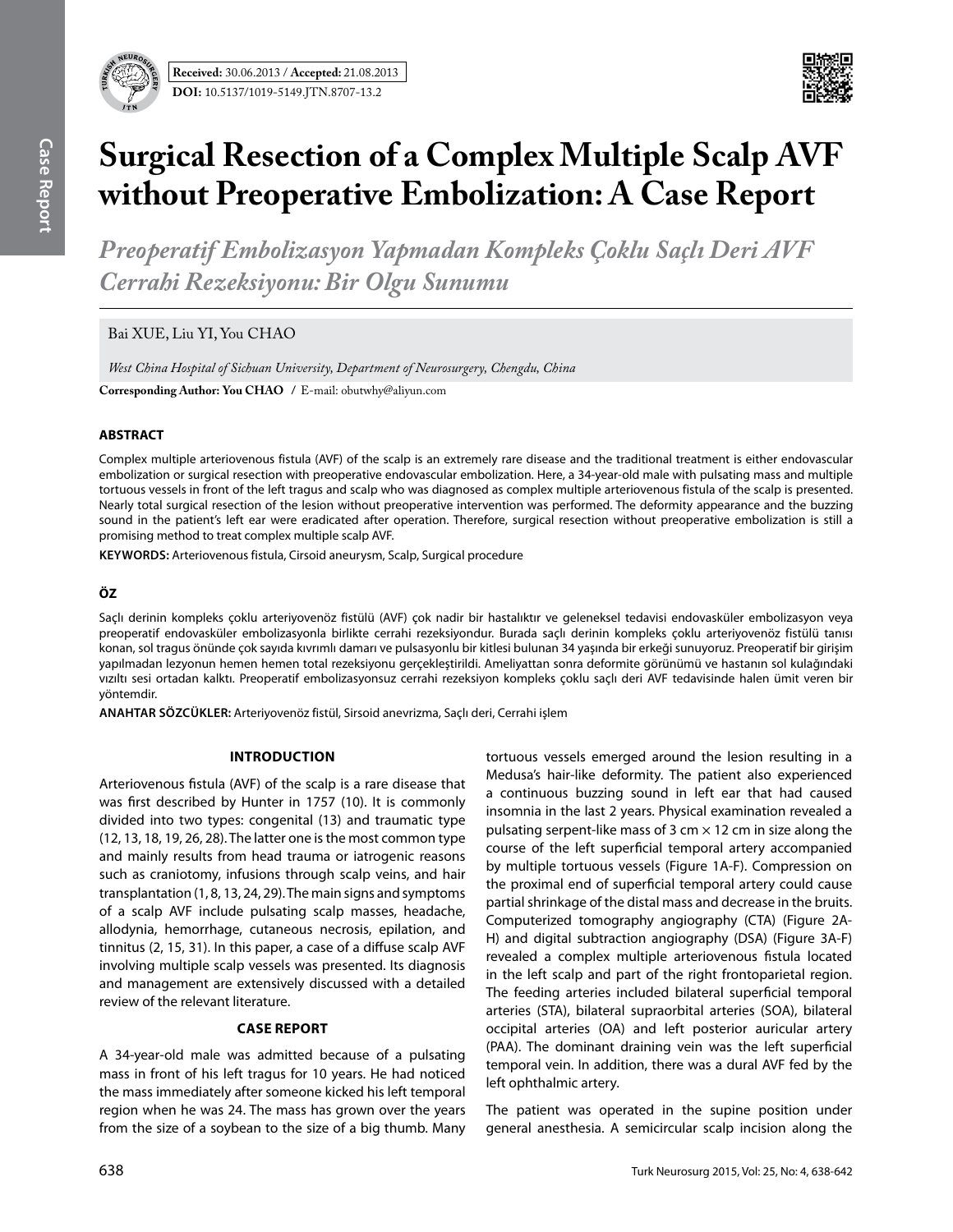**Received:** 30.06.2013 / **Accepted:** 21.08.2013

**DOI:** 10.5137/1019-5149.JTN.8707-13.2

# Surgical Resection of a Complex Multiple Scalp AVF without Preoperative Embolization: A Case Report

## *Preoperatif Embolizasyon Yapmadan Kompleks Çoklu Saçlı Deri AVF Cerrahi Rezeksiyonu: Bir Olgu Sunumu*

Bai XUE, Liu YI, You CHAO

*West China Hospital of Sichuan University, Department of Neurosurgery, Chengdu, China*

**Corresponding Author: You CHAO** / E-mail: obutwhy@aliyun.com

### ABSTRACT

Complex multiple arteriovenous fistula (AVF) of the scalp is an extremely rare disease and the traditional treatment is either endovascular embolization or surgical resection with preoperative endovascular embolization. Here, a 34-year-old male with pulsating mass and multiple tortuous vessels in front of the left tragus and scalp who was diagnosed as complex multiple arteriovenous fistula of the scalp is presented. Nearly total surgical resection of the lesion without preoperative intervention was performed. The deformity appearance and the buzzing sound in the patient's left ear were eradicated after operation. Therefore, surgical resection without preoperative embolization is still a promising method to treat complex multiple scalp AVF.

**KEYWORDS:** Arteriovenous fistula, Cirsoid aneurysm, Scalp, Surgical procedure

### ÖZ

Saçlı derinin kompleks çoklu arteriyovenöz fistülü (AVF) çok nadir bir hastalıktır ve geleneksel tedavisi endovasküler embolizasyon veya preoperatif endovasküler embolizasyonla birlikte cerrahi rezeksiyondur. Burada saçlı derinin kompleks çoklu arteriyovenöz fistülü tanısı konan, sol tragus önünde çok sayıda kıvrımlı damarı ve pulsasyonlu bir kitlesi bulunan 34 yaşında bir erkeği sunuyoruz. Preoperatif bir girişim yapılmadan lezyonun hemen hemen total rezeksiyonu gerçekleştirildi. Ameliyattan sonra deformite görünümü ve hastanın sol kulağındaki vızıltı sesi ortadan kalktı. Preoperatif embolizasyonsuz cerrahi rezeksiyon kompleks çoklu saçlı deri AVF tedavisinde halen ümit veren bir yöntemdir.

**ANAHTAR SÖZCÜKLER:** Arteriyovenöz fistül, Sirsoid anevrizma, Saçlı deri, Cerrahi işlem

### INTRODUCTION

Arteriovenous fistula (AVF) of the scalp is a rare disease that was first described by Hunter in 1757 (10). It is commonly divided into two types: congenital (13) and traumatic type (12, 13, 18, 19, 26, 28). The latter one is the most common type and mainly results from head trauma or iatrogenic reasons such as craniotomy, infusions through scalp veins, and hair transplantation (1, 8, 13, 24, 29). The main signs and symptoms of a scalp AVF include pulsating scalp masses, headache, allodynia, hemorrhage, cutaneous necrosis, epilation, and tinnitus (2, 15, 31). In this paper, a case of a diffuse scalp AVF involving multiple scalp vessels was presented. Its diagnosis and management are extensively discussed with a detailed review of the relevant literature.

### CASE REPORT

A 34-year-old male was admitted because of a pulsating mass in front of his left tragus for 10 years. He had noticed the mass immediately after someone kicked his left temporal region when he was 24. The mass has grown over the years from the size of a soybean to the size of a big thumb. Many tortuous vessels emerged around the lesion resulting in a Medusa's hair-like deformity. The patient also experienced a continuous buzzing sound in left ear that had caused insomnia in the last 2 years. Physical examination revealed a pulsating serpent-like mass of 3 cm × 12 cm in size along the course of the left superficial temporal artery accompanied by multiple tortuous vessels (Figure 1A-F). Compression on the proximal end of superficial temporal artery could cause partial shrinkage of the distal mass and decrease in the bruits. Computerized tomography angiography (CTA) (Figure 2A-H) and digital subtraction angiography (DSA) (Figure 3A-F) revealed a complex multiple arteriovenous fistula located in the left scalp and part of the right frontoparietal region. The feeding arteries included bilateral superficial temporal arteries (STA), bilateral supraorbital arteries (SOA), bilateral occipital arteries (OA) and left posterior auricular artery (PAA). The dominant draining vein was the left superficial temporal vein. In addition, there was a dural AVF fed by the left ophthalmic artery.

The patient was operated in the supine position under general anesthesia. A semicircular scalp incision along the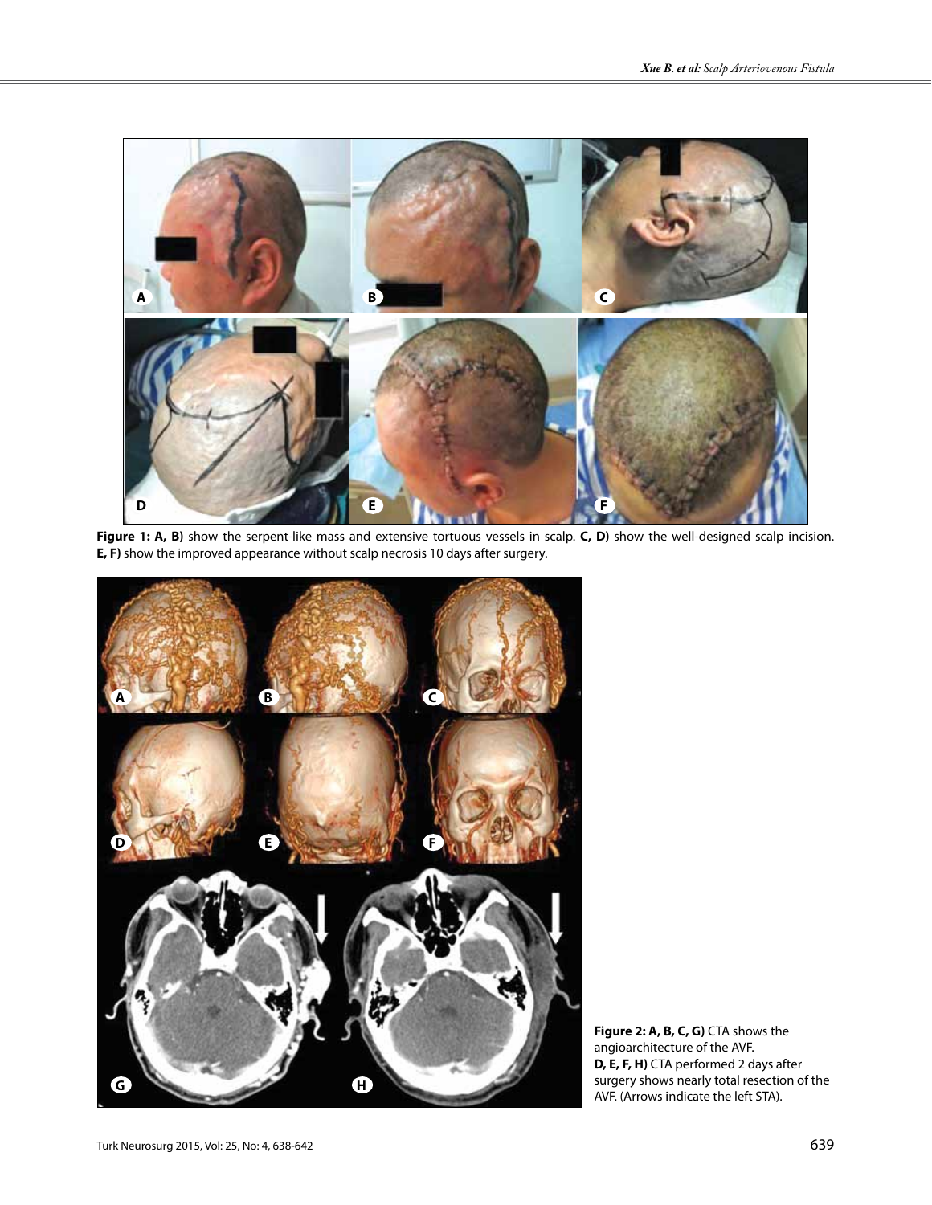**Figure 1: A, B)** show the serpent-like mass and extensive tortuous vessels in scalp. **C, D)** show the well-designed scalp incision. **E, F)** show the improved appearance without scalp necrosis 10 days after surgery.

**Figure 2: A, B, C, G)** CTA shows the angioarchitecture of the AVF. **D, E, F, H)** CTA performed 2 days after surgery shows nearly total resection of the AVF. (Arrows indicate the left STA).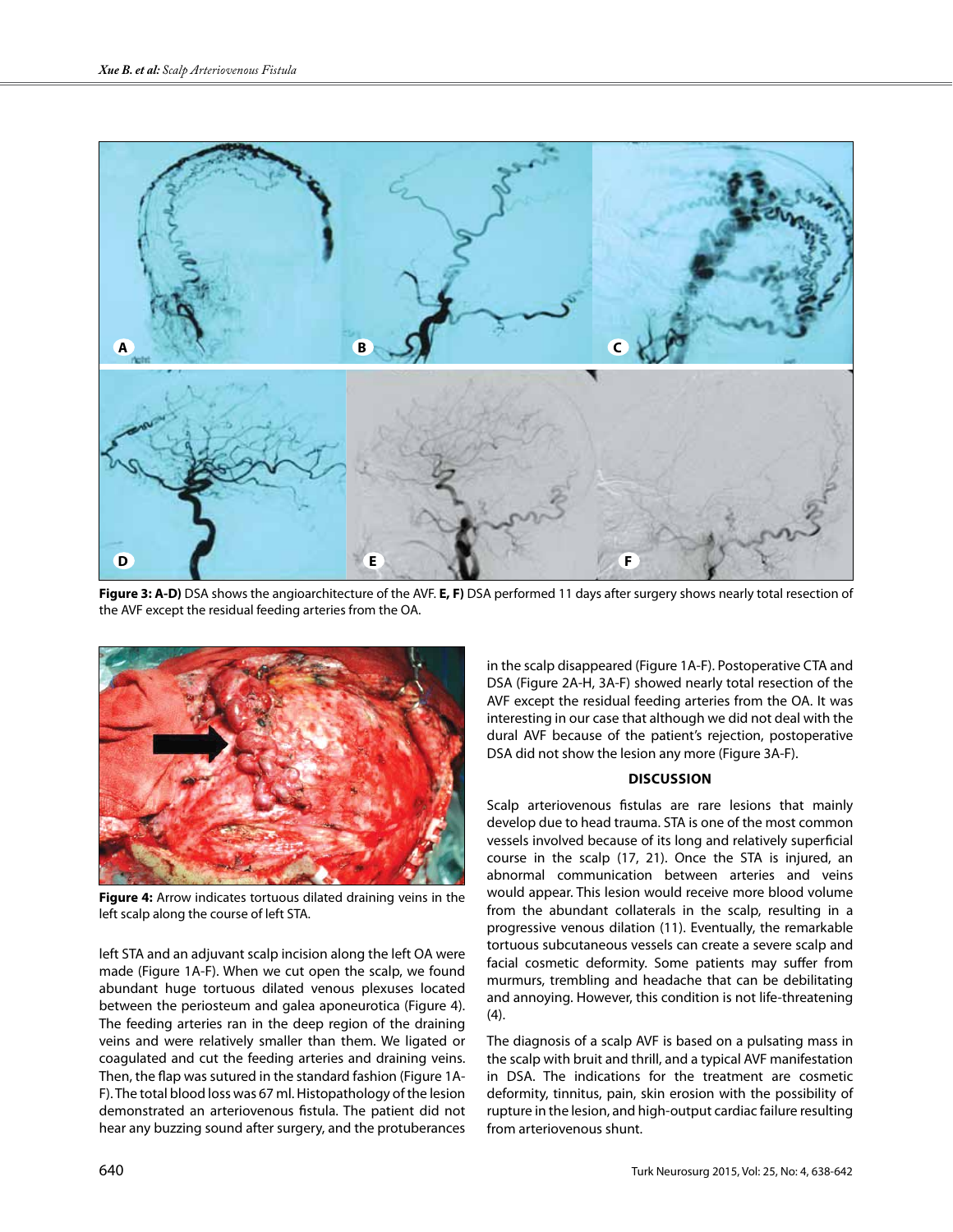**Figure 3: A-D)** DSA shows the angioarchitecture of the AVF. **E, F)** DSA performed 11 days after surgery shows nearly total resection of the AVF except the residual feeding arteries from the OA.

**Figure 4:** Arrow indicates tortuous dilated draining veins in the left scalp along the course of left STA.

left STA and an adjuvant scalp incision along the left OA were made (Figure 1A-F). When we cut open the scalp, we found abundant huge tortuous dilated venous plexuses located between the periosteum and galea aponeurotica (Figure 4). The feeding arteries ran in the deep region of the draining veins and were relatively smaller than them. We ligated or coagulated and cut the feeding arteries and draining veins. Then, the flap was sutured in the standard fashion (Figure 1A-F). The total blood loss was 67 ml. Histopathology of the lesion demonstrated an arteriovenous fistula. The patient did not hear any buzzing sound after surgery, and the protuberances in the scalp disappeared (Figure 1A-F). Postoperative CTA and DSA (Figure 2A-H, 3A-F) showed nearly total resection of the AVF except the residual feeding arteries from the OA. It was interesting in our case that although we did not deal with the dural AVF because of the patient's rejection, postoperative DSA did not show the lesion any more (Figure 3A-F).

## DISCUSSION

Scalp arteriovenous fistulas are rare lesions that mainly develop due to head trauma. STA is one of the most common vessels involved because of its long and relatively superficial course in the scalp (17, 21). Once the STA is injured, an abnormal communication between arteries and veins would appear. This lesion would receive more blood volume from the abundant collaterals in the scalp, resulting in a progressive venous dilation (11). Eventually, the remarkable tortuous subcutaneous vessels can create a severe scalp and facial cosmetic deformity. Some patients may suffer from murmurs, trembling and headache that can be debilitating and annoying. However, this condition is not life-threatening (4).

The diagnosis of a scalp AVF is based on a pulsating mass in the scalp with bruit and thrill, and a typical AVF manifestation in DSA. The indications for the treatment are cosmetic deformity, tinnitus, pain, skin erosion with the possibility of rupture in the lesion, and high-output cardiac failure resulting from arteriovenous shunt.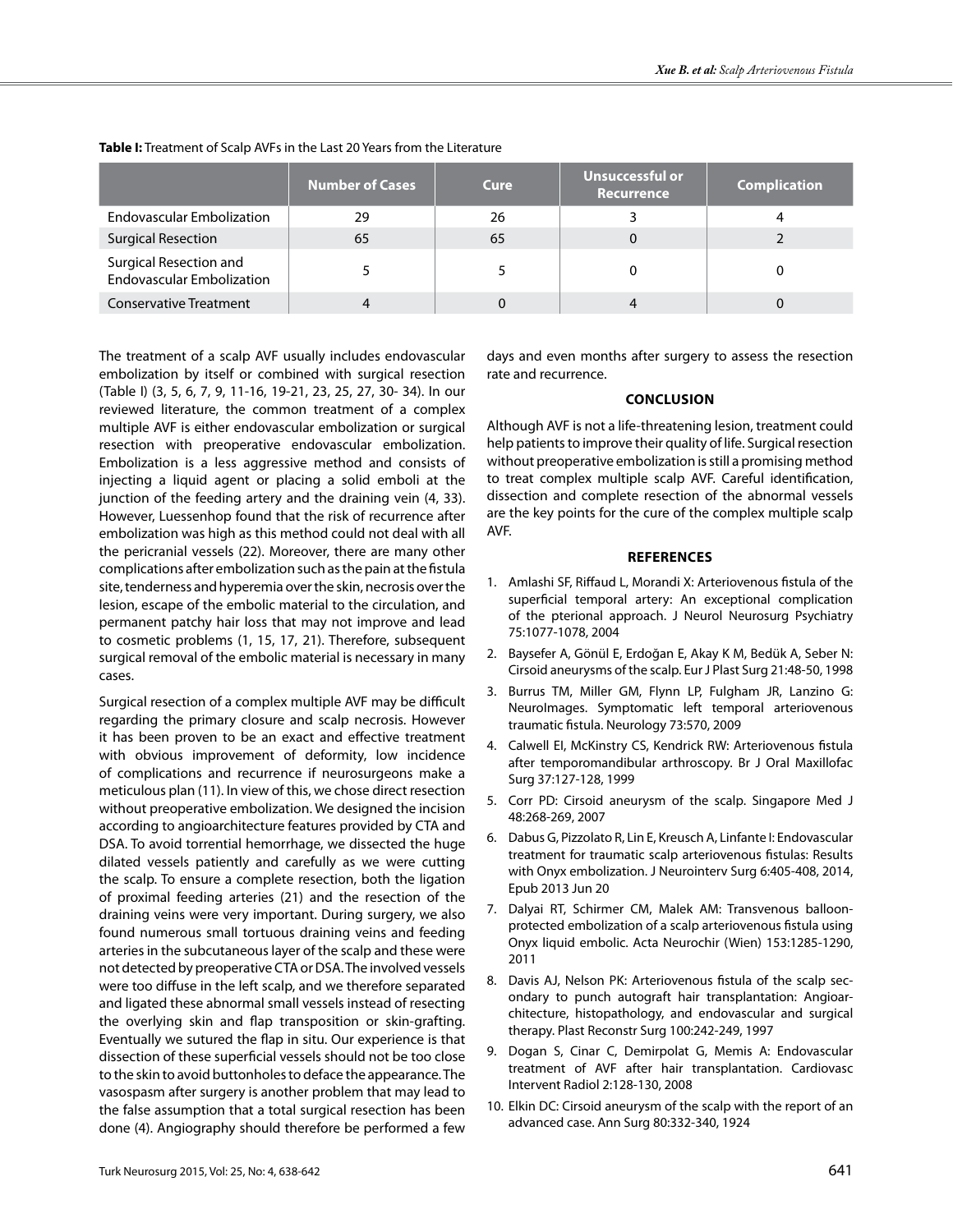**Table I:** Treatment of Scalp AVFs in the Last 20 Years from the Literature

| | Number of Cases | Cure | Unsuccessful or Recurrence | Complication |
|---|---|---|---|---|
| Endovascular Embolization | 29 | 26 | 3 | 4 |
| Surgical Resection | 65 | 65 | 0 | 2 |
| Surgical Resection and Endovascular Embolization | 5 | 5 | 0 | 0 |
| Conservative Treatment | 4 | 0 | 4 | 0 |

The treatment of a scalp AVF usually includes endovascular embolization by itself or combined with surgical resection (Table I) (3, 5, 6, 7, 9, 11-16, 19-21, 23, 25, 27, 30- 34). In our reviewed literature, the common treatment of a complex multiple AVF is either endovascular embolization or surgical resection with preoperative endovascular embolization. Embolization is a less aggressive method and consists of injecting a liquid agent or placing a solid emboli at the junction of the feeding artery and the draining vein (4, 33). However, Luessenhop found that the risk of recurrence after embolization was high as this method could not deal with all the pericranial vessels (22). Moreover, there are many other complications after embolization such as the pain at the fistula site, tenderness and hyperemia over the skin, necrosis over the lesion, escape of the embolic material to the circulation, and permanent patchy hair loss that may not improve and lead to cosmetic problems (1, 15, 17, 21). Therefore, subsequent surgical removal of the embolic material is necessary in many cases.

Surgical resection of a complex multiple AVF may be difficult regarding the primary closure and scalp necrosis. However it has been proven to be an exact and effective treatment with obvious improvement of deformity, low incidence of complications and recurrence if neurosurgeons make a meticulous plan (11). In view of this, we chose direct resection without preoperative embolization. We designed the incision according to angioarchitecture features provided by CTA and DSA. To avoid torrential hemorrhage, we dissected the huge dilated vessels patiently and carefully as we were cutting the scalp. To ensure a complete resection, both the ligation of proximal feeding arteries (21) and the resection of the draining veins were very important. During surgery, we also found numerous small tortuous draining veins and feeding arteries in the subcutaneous layer of the scalp and these were not detected by preoperative CTA or DSA. The involved vessels were too diffuse in the left scalp, and we therefore separated and ligated these abnormal small vessels instead of resecting the overlying skin and flap transposition or skin-grafting. Eventually we sutured the flap in situ. Our experience is that dissection of these superficial vessels should not be too close to the skin to avoid buttonholes to deface the appearance. The vasospasm after surgery is another problem that may lead to the false assumption that a total surgical resection has been done (4). Angiography should therefore be performed a few days and even months after surgery to assess the resection rate and recurrence.

## CONCLUSION

Although AVF is not a life-threatening lesion, treatment could help patients to improve their quality of life. Surgical resection without preoperative embolization is still a promising method to treat complex multiple scalp AVF. Careful identification, dissection and complete resection of the abnormal vessels are the key points for the cure of the complex multiple scalp AVF.

## REFERENCES

1. Amlashi SF, Riffaud L, Morandi X: Arteriovenous fistula of the superficial temporal artery: An exceptional complication of the pterional approach. J Neurol Neurosurg Psychiatry 75:1077-1078, 2004
2. Baysefer A, Gönül E, Erdoğan E, Akay K M, Bedük A, Seber N: Cirsoid aneurysms of the scalp. Eur J Plast Surg 21:48-50, 1998
3. Burrus TM, Miller GM, Flynn LP, Fulgham JR, Lanzino G: NeuroImages. Symptomatic left temporal arteriovenous traumatic fistula. Neurology 73:570, 2009
4. Calwell EI, McKinstry CS, Kendrick RW: Arteriovenous fistula after temporomandibular arthroscopy. Br J Oral Maxillofac Surg 37:127-128, 1999
5. Corr PD: Cirsoid aneurysm of the scalp. Singapore Med J 48:268-269, 2007
6. Dabus G, Pizzolato R, Lin E, Kreusch A, Linfante I: Endovascular treatment for traumatic scalp arteriovenous fistulas: Results with Onyx embolization. J Neurointerv Surg 6:405-408, 2014, Epub 2013 Jun 20
7. Dalyai RT, Schirmer CM, Malek AM: Transvenous balloon-protected embolization of a scalp arteriovenous fistula using Onyx liquid embolic. Acta Neurochir (Wien) 153:1285-1290, 2011
8. Davis AJ, Nelson PK: Arteriovenous fistula of the scalp secondary to punch autograft hair transplantation: Angioarchitecture, histopathology, and endovascular and surgical therapy. Plast Reconstr Surg 100:242-249, 1997
9. Dogan S, Cinar C, Demirpolat G, Memis A: Endovascular treatment of AVF after hair transplantation. Cardiovasc Intervent Radiol 2:128-130, 2008
10. Elkin DC: Cirsoid aneurysm of the scalp with the report of an advanced case. Ann Surg 80:332-340, 1924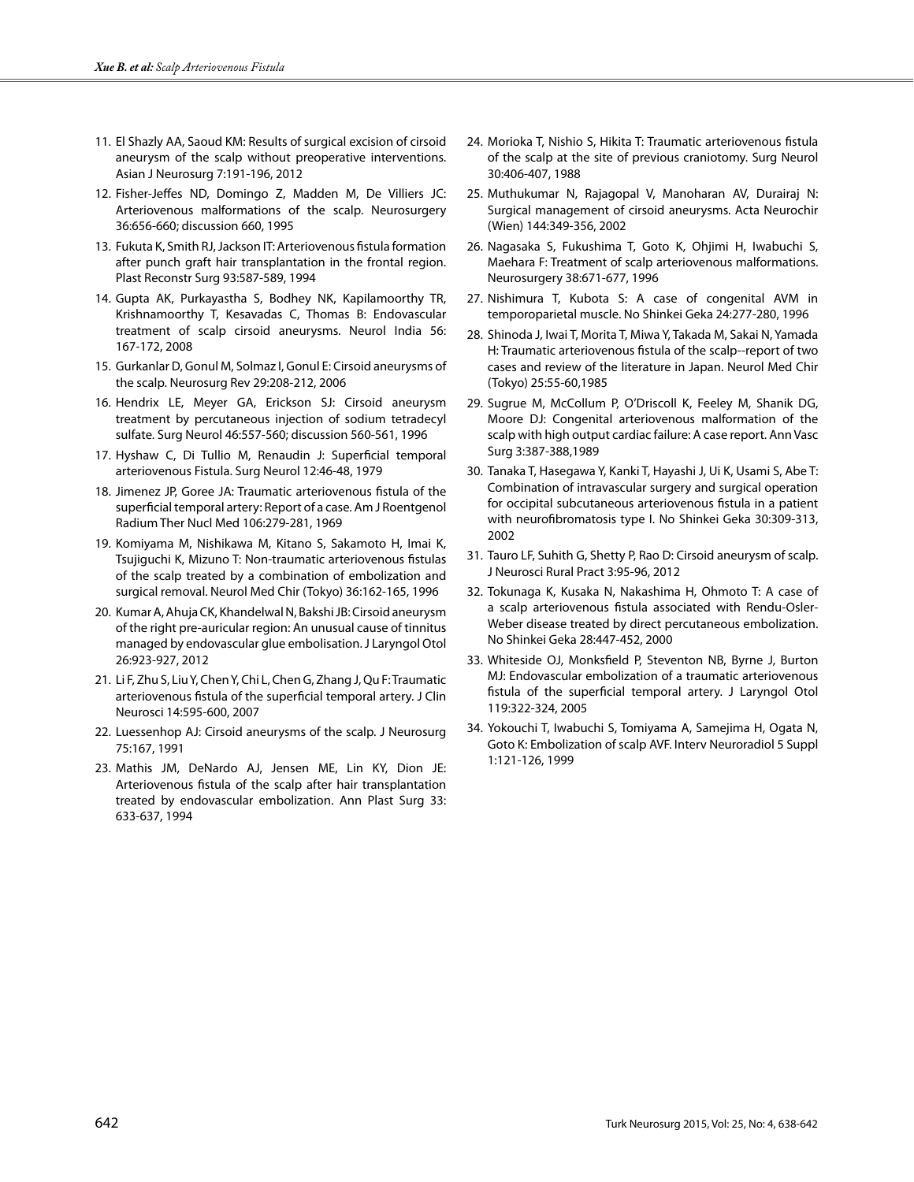11. El Shazly AA, Saoud KM: Results of surgical excision of cirsoid aneurysm of the scalp without preoperative interventions. Asian J Neurosurg 7:191-196, 2012
12. Fisher-Jeffes ND, Domingo Z, Madden M, De Villiers JC: Arteriovenous malformations of the scalp. Neurosurgery 36:656-660; discussion 660, 1995
13. Fukuta K, Smith RJ, Jackson IT: Arteriovenous fistula formation after punch graft hair transplantation in the frontal region. Plast Reconstr Surg 93:587-589, 1994
14. Gupta AK, Purkayastha S, Bodhey NK, Kapilamoorthy TR, Krishnamoorthy T, Kesavadas C, Thomas B: Endovascular treatment of scalp cirsoid aneurysms. Neurol India 56: 167-172, 2008
15. Gurkanlar D, Gonul M, Solmaz I, Gonul E: Cirsoid aneurysms of the scalp. Neurosurg Rev 29:208-212, 2006
16. Hendrix LE, Meyer GA, Erickson SJ: Cirsoid aneurysm treatment by percutaneous injection of sodium tetradecyl sulfate. Surg Neurol 46:557-560; discussion 560-561, 1996
17. Hyshaw C, Di Tullio M, Renaudin J: Superficial temporal arteriovenous Fistula. Surg Neurol 12:46-48, 1979
18. Jimenez JP, Goree JA: Traumatic arteriovenous fistula of the superficial temporal artery: Report of a case. Am J Roentgenol Radium Ther Nucl Med 106:279-281, 1969
19. Komiyama M, Nishikawa M, Kitano S, Sakamoto H, Imai K, Tsujiguchi K, Mizuno T: Non-traumatic arteriovenous fistulas of the scalp treated by a combination of embolization and surgical removal. Neurol Med Chir (Tokyo) 36:162-165, 1996
20. Kumar A, Ahuja CK, Khandelwal N, Bakshi JB: Cirsoid aneurysm of the right pre-auricular region: An unusual cause of tinnitus managed by endovascular glue embolisation. J Laryngol Otol 26:923-927, 2012
21. Li F, Zhu S, Liu Y, Chen Y, Chi L, Chen G, Zhang J, Qu F: Traumatic arteriovenous fistula of the superficial temporal artery. J Clin Neurosci 14:595-600, 2007
22. Luessenhop AJ: Cirsoid aneurysms of the scalp. J Neurosurg 75:167, 1991
23. Mathis JM, DeNardo AJ, Jensen ME, Lin KY, Dion JE: Arteriovenous fistula of the scalp after hair transplantation treated by endovascular embolization. Ann Plast Surg 33: 633-637, 1994
24. Morioka T, Nishio S, Hikita T: Traumatic arteriovenous fistula of the scalp at the site of previous craniotomy. Surg Neurol 30:406-407, 1988
25. Muthukumar N, Rajagopal V, Manoharan AV, Durairaj N: Surgical management of cirsoid aneurysms. Acta Neurochir (Wien) 144:349-356, 2002
26. Nagasaka S, Fukushima T, Goto K, Ohjimi H, Iwabuchi S, Maehara F: Treatment of scalp arteriovenous malformations. Neurosurgery 38:671-677, 1996
27. Nishimura T, Kubota S: A case of congenital AVM in temporoparietal muscle. No Shinkei Geka 24:277-280, 1996
28. Shinoda J, Iwai T, Morita T, Miwa Y, Takada M, Sakai N, Yamada H: Traumatic arteriovenous fistula of the scalp--report of two cases and review of the literature in Japan. Neurol Med Chir (Tokyo) 25:55-60,1985
29. Sugrue M, McCollum P, O'Driscoll K, Feeley M, Shanik DG, Moore DJ: Congenital arteriovenous malformation of the scalp with high output cardiac failure: A case report. Ann Vasc Surg 3:387-388,1989
30. Tanaka T, Hasegawa Y, Kanki T, Hayashi J, Ui K, Usami S, Abe T: Combination of intravascular surgery and surgical operation for occipital subcutaneous arteriovenous fistula in a patient with neurofibromatosis type I. No Shinkei Geka 30:309-313, 2002
31. Tauro LF, Suhith G, Shetty P, Rao D: Cirsoid aneurysm of scalp. J Neurosci Rural Pract 3:95-96, 2012
32. Tokunaga K, Kusaka N, Nakashima H, Ohmoto T: A case of a scalp arteriovenous fistula associated with Rendu-Osler-Weber disease treated by direct percutaneous embolization. No Shinkei Geka 28:447-452, 2000
33. Whiteside OJ, Monksfield P, Steventon NB, Byrne J, Burton MJ: Endovascular embolization of a traumatic arteriovenous fistula of the superficial temporal artery. J Laryngol Otol 119:322-324, 2005
34. Yokouchi T, Iwabuchi S, Tomiyama A, Samejima H, Ogata N, Goto K: Embolization of scalp AVF. Interv Neuroradiol 5 Suppl 1:121-126, 1999